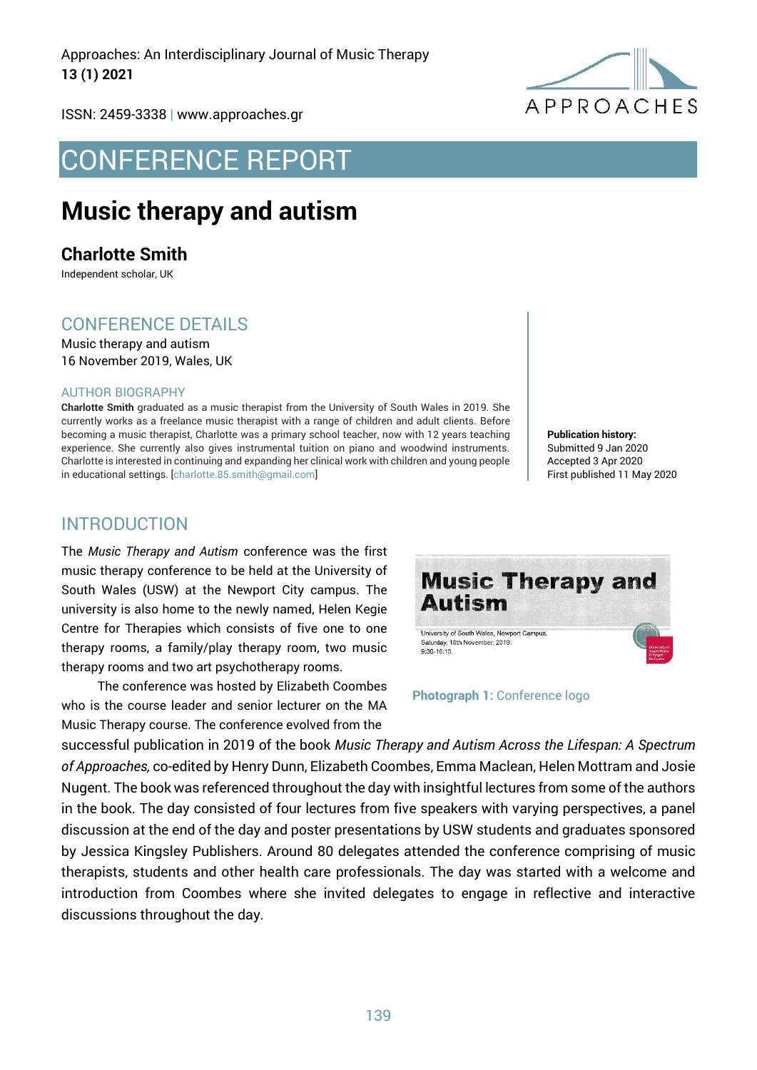# CONFERENCE REPORT

# Music therapy and autism

## Charlotte Smith

Independent scholar, UK

## CONFERENCE DETAILS

Music therapy and autism
16 November 2019, Wales, UK

### AUTHOR BIOGRAPHY

**Charlotte Smith** graduated as a music therapist from the University of South Wales in 2019. She currently works as a freelance music therapist with a range of children and adult clients. Before becoming a music therapist, Charlotte was a primary school teacher, now with 12 years teaching experience. She currently also gives instrumental tuition on piano and woodwind instruments. Charlotte is interested in continuing and expanding her clinical work with children and young people in educational settings. [charlotte.85.smith@gmail.com]

**Publication history:**
Submitted 9 Jan 2020
Accepted 3 Apr 2020
First published 11 May 2020

## INTRODUCTION

The *Music Therapy and Autism* conference was the first music therapy conference to be held at the University of South Wales (USW) at the Newport City campus. The university is also home to the newly named, Helen Kegie Centre for Therapies which consists of five one to one therapy rooms, a family/play therapy room, two music therapy rooms and two art psychotherapy rooms.

**Photograph 1:** Conference logo

The conference was hosted by Elizabeth Coombes who is the course leader and senior lecturer on the MA Music Therapy course. The conference evolved from the successful publication in 2019 of the book *Music Therapy and Autism Across the Lifespan: A Spectrum of Approaches,* co-edited by Henry Dunn, Elizabeth Coombes, Emma Maclean, Helen Mottram and Josie Nugent. The book was referenced throughout the day with insightful lectures from some of the authors in the book. The day consisted of four lectures from five speakers with varying perspectives, a panel discussion at the end of the day and poster presentations by USW students and graduates sponsored by Jessica Kingsley Publishers. Around 80 delegates attended the conference comprising of music therapists, students and other health care professionals. The day was started with a welcome and introduction from Coombes where she invited delegates to engage in reflective and interactive discussions throughout the day.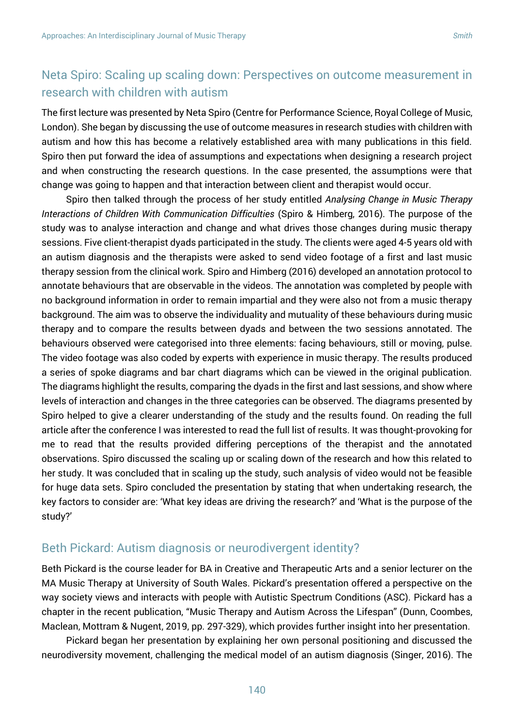## Neta Spiro: Scaling up scaling down: Perspectives on outcome measurement in research with children with autism

The first lecture was presented by Neta Spiro (Centre for Performance Science, Royal College of Music, London). She began by discussing the use of outcome measures in research studies with children with autism and how this has become a relatively established area with many publications in this field. Spiro then put forward the idea of assumptions and expectations when designing a research project and when constructing the research questions. In the case presented, the assumptions were that change was going to happen and that interaction between client and therapist would occur.

Spiro then talked through the process of her study entitled *Analysing Change in Music Therapy Interactions of Children With Communication Difficulties* (Spiro & Himberg, 2016). The purpose of the study was to analyse interaction and change and what drives those changes during music therapy sessions. Five client-therapist dyads participated in the study. The clients were aged 4-5 years old with an autism diagnosis and the therapists were asked to send video footage of a first and last music therapy session from the clinical work. Spiro and Himberg (2016) developed an annotation protocol to annotate behaviours that are observable in the videos. The annotation was completed by people with no background information in order to remain impartial and they were also not from a music therapy background. The aim was to observe the individuality and mutuality of these behaviours during music therapy and to compare the results between dyads and between the two sessions annotated. The behaviours observed were categorised into three elements: facing behaviours, still or moving, pulse. The video footage was also coded by experts with experience in music therapy. The results produced a series of spoke diagrams and bar chart diagrams which can be viewed in the original publication. The diagrams highlight the results, comparing the dyads in the first and last sessions, and show where levels of interaction and changes in the three categories can be observed. The diagrams presented by Spiro helped to give a clearer understanding of the study and the results found. On reading the full article after the conference I was interested to read the full list of results. It was thought-provoking for me to read that the results provided differing perceptions of the therapist and the annotated observations. Spiro discussed the scaling up or scaling down of the research and how this related to her study. It was concluded that in scaling up the study, such analysis of video would not be feasible for huge data sets. Spiro concluded the presentation by stating that when undertaking research, the key factors to consider are: 'What key ideas are driving the research?' and 'What is the purpose of the study?'

## Beth Pickard: Autism diagnosis or neurodivergent identity?

Beth Pickard is the course leader for BA in Creative and Therapeutic Arts and a senior lecturer on the MA Music Therapy at University of South Wales. Pickard's presentation offered a perspective on the way society views and interacts with people with Autistic Spectrum Conditions (ASC). Pickard has a chapter in the recent publication, "Music Therapy and Autism Across the Lifespan" (Dunn, Coombes, Maclean, Mottram & Nugent, 2019, pp. 297-329), which provides further insight into her presentation.

Pickard began her presentation by explaining her own personal positioning and discussed the neurodiversity movement, challenging the medical model of an autism diagnosis (Singer, 2016). The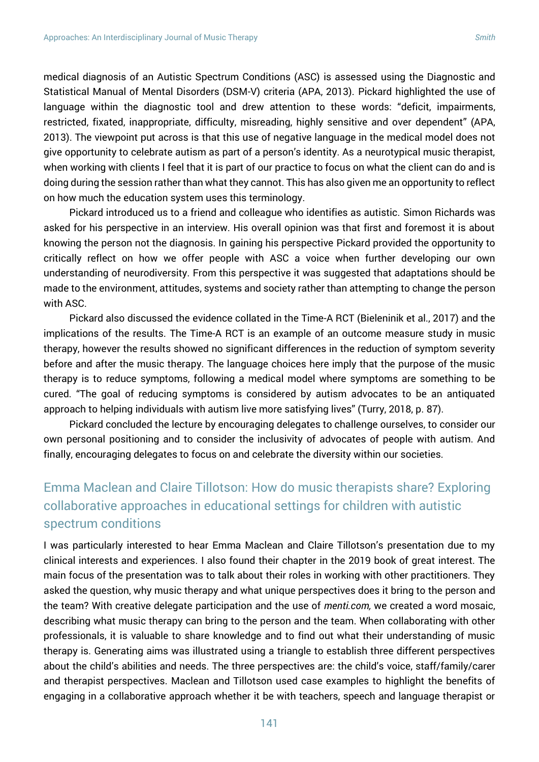medical diagnosis of an Autistic Spectrum Conditions (ASC) is assessed using the Diagnostic and Statistical Manual of Mental Disorders (DSM-V) criteria (APA, 2013). Pickard highlighted the use of language within the diagnostic tool and drew attention to these words: "deficit, impairments, restricted, fixated, inappropriate, difficulty, misreading, highly sensitive and over dependent" (APA, 2013). The viewpoint put across is that this use of negative language in the medical model does not give opportunity to celebrate autism as part of a person's identity. As a neurotypical music therapist, when working with clients I feel that it is part of our practice to focus on what the client can do and is doing during the session rather than what they cannot. This has also given me an opportunity to reflect on how much the education system uses this terminology.

Pickard introduced us to a friend and colleague who identifies as autistic. Simon Richards was asked for his perspective in an interview. His overall opinion was that first and foremost it is about knowing the person not the diagnosis. In gaining his perspective Pickard provided the opportunity to critically reflect on how we offer people with ASC a voice when further developing our own understanding of neurodiversity. From this perspective it was suggested that adaptations should be made to the environment, attitudes, systems and society rather than attempting to change the person with ASC.

Pickard also discussed the evidence collated in the Time-A RCT (Bieleninik et al., 2017) and the implications of the results. The Time-A RCT is an example of an outcome measure study in music therapy, however the results showed no significant differences in the reduction of symptom severity before and after the music therapy. The language choices here imply that the purpose of the music therapy is to reduce symptoms, following a medical model where symptoms are something to be cured. "The goal of reducing symptoms is considered by autism advocates to be an antiquated approach to helping individuals with autism live more satisfying lives" (Turry, 2018, p. 87).

Pickard concluded the lecture by encouraging delegates to challenge ourselves, to consider our own personal positioning and to consider the inclusivity of advocates of people with autism. And finally, encouraging delegates to focus on and celebrate the diversity within our societies.

## Emma Maclean and Claire Tillotson: How do music therapists share? Exploring collaborative approaches in educational settings for children with autistic spectrum conditions

I was particularly interested to hear Emma Maclean and Claire Tillotson's presentation due to my clinical interests and experiences. I also found their chapter in the 2019 book of great interest. The main focus of the presentation was to talk about their roles in working with other practitioners. They asked the question, why music therapy and what unique perspectives does it bring to the person and the team? With creative delegate participation and the use of *menti.com,* we created a word mosaic, describing what music therapy can bring to the person and the team. When collaborating with other professionals, it is valuable to share knowledge and to find out what their understanding of music therapy is. Generating aims was illustrated using a triangle to establish three different perspectives about the child's abilities and needs. The three perspectives are: the child's voice, staff/family/carer and therapist perspectives. Maclean and Tillotson used case examples to highlight the benefits of engaging in a collaborative approach whether it be with teachers, speech and language therapist or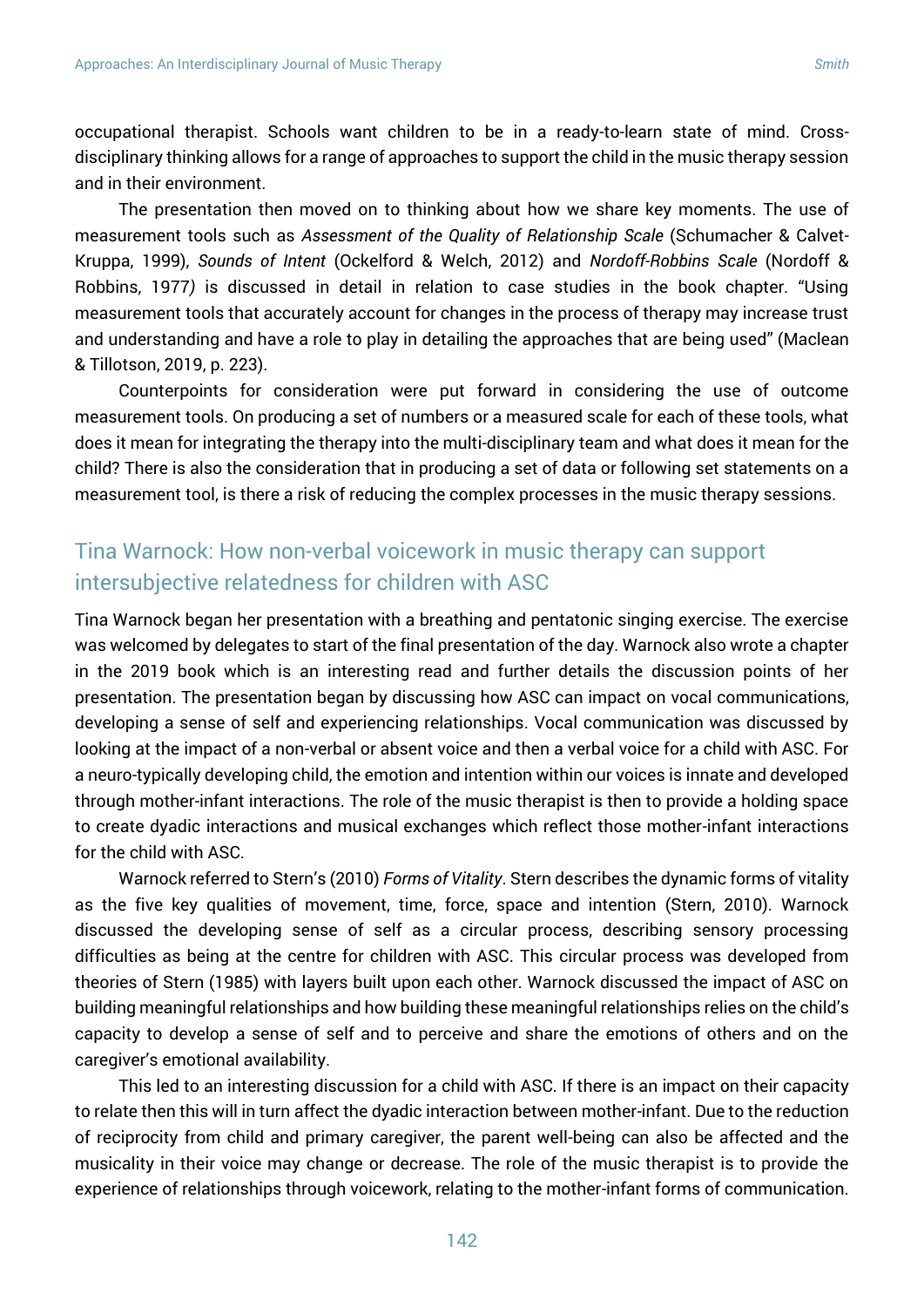occupational therapist. Schools want children to be in a ready-to-learn state of mind. Cross-disciplinary thinking allows for a range of approaches to support the child in the music therapy session and in their environment.

The presentation then moved on to thinking about how we share key moments. The use of measurement tools such as *Assessment of the Quality of Relationship Scale* (Schumacher & Calvet-Kruppa, 1999), *Sounds of Intent* (Ockelford & Welch, 2012) and *Nordoff-Robbins Scale* (Nordoff & Robbins, 1977) is discussed in detail in relation to case studies in the book chapter. "Using measurement tools that accurately account for changes in the process of therapy may increase trust and understanding and have a role to play in detailing the approaches that are being used" (Maclean & Tillotson, 2019, p. 223).

Counterpoints for consideration were put forward in considering the use of outcome measurement tools. On producing a set of numbers or a measured scale for each of these tools, what does it mean for integrating the therapy into the multi-disciplinary team and what does it mean for the child? There is also the consideration that in producing a set of data or following set statements on a measurement tool, is there a risk of reducing the complex processes in the music therapy sessions.

## Tina Warnock: How non-verbal voicework in music therapy can support intersubjective relatedness for children with ASC

Tina Warnock began her presentation with a breathing and pentatonic singing exercise. The exercise was welcomed by delegates to start of the final presentation of the day. Warnock also wrote a chapter in the 2019 book which is an interesting read and further details the discussion points of her presentation. The presentation began by discussing how ASC can impact on vocal communications, developing a sense of self and experiencing relationships. Vocal communication was discussed by looking at the impact of a non-verbal or absent voice and then a verbal voice for a child with ASC. For a neuro-typically developing child, the emotion and intention within our voices is innate and developed through mother-infant interactions. The role of the music therapist is then to provide a holding space to create dyadic interactions and musical exchanges which reflect those mother-infant interactions for the child with ASC.

Warnock referred to Stern's (2010) *Forms of Vitality*. Stern describes the dynamic forms of vitality as the five key qualities of movement, time, force, space and intention (Stern, 2010). Warnock discussed the developing sense of self as a circular process, describing sensory processing difficulties as being at the centre for children with ASC. This circular process was developed from theories of Stern (1985) with layers built upon each other. Warnock discussed the impact of ASC on building meaningful relationships and how building these meaningful relationships relies on the child's capacity to develop a sense of self and to perceive and share the emotions of others and on the caregiver's emotional availability.

This led to an interesting discussion for a child with ASC. If there is an impact on their capacity to relate then this will in turn affect the dyadic interaction between mother-infant. Due to the reduction of reciprocity from child and primary caregiver, the parent well-being can also be affected and the musicality in their voice may change or decrease. The role of the music therapist is to provide the experience of relationships through voicework, relating to the mother-infant forms of communication.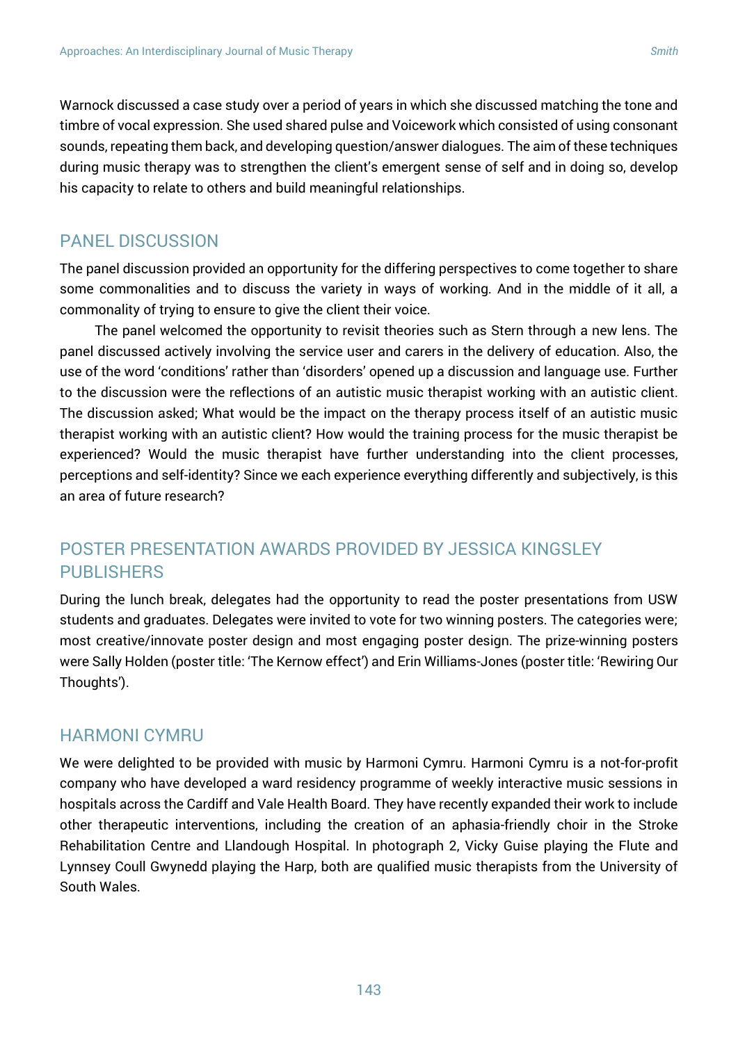Warnock discussed a case study over a period of years in which she discussed matching the tone and timbre of vocal expression. She used shared pulse and Voicework which consisted of using consonant sounds, repeating them back, and developing question/answer dialogues. The aim of these techniques during music therapy was to strengthen the client's emergent sense of self and in doing so, develop his capacity to relate to others and build meaningful relationships.

## PANEL DISCUSSION

The panel discussion provided an opportunity for the differing perspectives to come together to share some commonalities and to discuss the variety in ways of working. And in the middle of it all, a commonality of trying to ensure to give the client their voice.

The panel welcomed the opportunity to revisit theories such as Stern through a new lens. The panel discussed actively involving the service user and carers in the delivery of education. Also, the use of the word 'conditions' rather than 'disorders' opened up a discussion and language use. Further to the discussion were the reflections of an autistic music therapist working with an autistic client. The discussion asked; What would be the impact on the therapy process itself of an autistic music therapist working with an autistic client? How would the training process for the music therapist be experienced? Would the music therapist have further understanding into the client processes, perceptions and self-identity? Since we each experience everything differently and subjectively, is this an area of future research?

## POSTER PRESENTATION AWARDS PROVIDED BY JESSICA KINGSLEY PUBLISHERS

During the lunch break, delegates had the opportunity to read the poster presentations from USW students and graduates. Delegates were invited to vote for two winning posters. The categories were; most creative/innovate poster design and most engaging poster design. The prize-winning posters were Sally Holden (poster title: 'The Kernow effect') and Erin Williams-Jones (poster title: 'Rewiring Our Thoughts').

## HARMONI CYMRU

We were delighted to be provided with music by Harmoni Cymru. Harmoni Cymru is a not-for-profit company who have developed a ward residency programme of weekly interactive music sessions in hospitals across the Cardiff and Vale Health Board. They have recently expanded their work to include other therapeutic interventions, including the creation of an aphasia-friendly choir in the Stroke Rehabilitation Centre and Llandough Hospital. In photograph 2, Vicky Guise playing the Flute and Lynnsey Coull Gwynedd playing the Harp, both are qualified music therapists from the University of South Wales.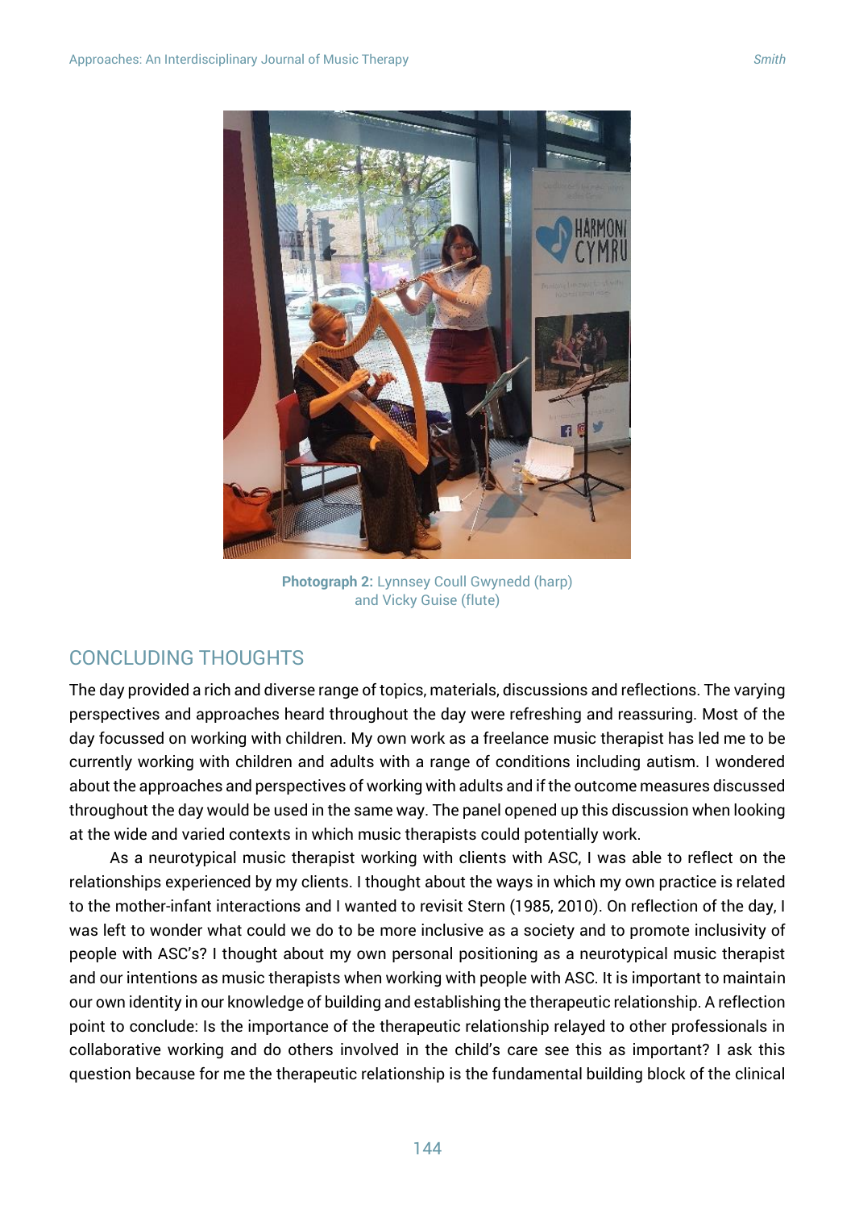**Photograph 2:** Lynnsey Coull Gwynedd (harp) and Vicky Guise (flute)

## CONCLUDING THOUGHTS

The day provided a rich and diverse range of topics, materials, discussions and reflections. The varying perspectives and approaches heard throughout the day were refreshing and reassuring. Most of the day focussed on working with children. My own work as a freelance music therapist has led me to be currently working with children and adults with a range of conditions including autism. I wondered about the approaches and perspectives of working with adults and if the outcome measures discussed throughout the day would be used in the same way. The panel opened up this discussion when looking at the wide and varied contexts in which music therapists could potentially work.

As a neurotypical music therapist working with clients with ASC, I was able to reflect on the relationships experienced by my clients. I thought about the ways in which my own practice is related to the mother-infant interactions and I wanted to revisit Stern (1985, 2010). On reflection of the day, I was left to wonder what could we do to be more inclusive as a society and to promote inclusivity of people with ASC's? I thought about my own personal positioning as a neurotypical music therapist and our intentions as music therapists when working with people with ASC. It is important to maintain our own identity in our knowledge of building and establishing the therapeutic relationship. A reflection point to conclude: Is the importance of the therapeutic relationship relayed to other professionals in collaborative working and do others involved in the child's care see this as important? I ask this question because for me the therapeutic relationship is the fundamental building block of the clinical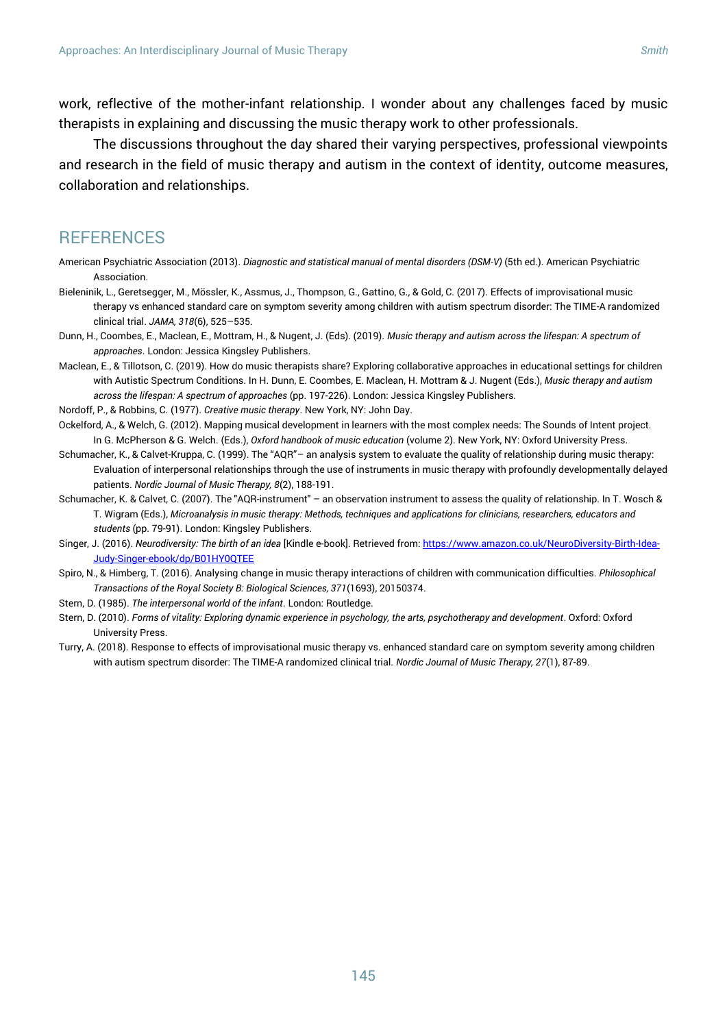work, reflective of the mother-infant relationship. I wonder about any challenges faced by music therapists in explaining and discussing the music therapy work to other professionals.

The discussions throughout the day shared their varying perspectives, professional viewpoints and research in the field of music therapy and autism in the context of identity, outcome measures, collaboration and relationships.

## REFERENCES

American Psychiatric Association (2013). *Diagnostic and statistical manual of mental disorders (DSM-V)* (5th ed.). American Psychiatric Association.

Bieleninik, L., Geretsegger, M., Mössler, K., Assmus, J., Thompson, G., Gattino, G., & Gold, C. (2017). Effects of improvisational music therapy vs enhanced standard care on symptom severity among children with autism spectrum disorder: The TIME-A randomized clinical trial. *JAMA, 318*(6), 525–535.

Dunn, H., Coombes, E., Maclean, E., Mottram, H., & Nugent, J. (Eds). (2019). *Music therapy and autism across the lifespan: A spectrum of approaches*. London: Jessica Kingsley Publishers.

Maclean, E., & Tillotson, C. (2019). How do music therapists share? Exploring collaborative approaches in educational settings for children with Autistic Spectrum Conditions. In H. Dunn, E. Coombes, E. Maclean, H. Mottram & J. Nugent (Eds.), *Music therapy and autism across the lifespan: A spectrum of approaches* (pp. 197-226). London: Jessica Kingsley Publishers.

Nordoff, P., & Robbins, C. (1977). *Creative music therapy*. New York, NY: John Day.

Ockelford, A., & Welch, G. (2012). Mapping musical development in learners with the most complex needs: The Sounds of Intent project. In G. McPherson & G. Welch. (Eds.), *Oxford handbook of music education* (volume 2). New York, NY: Oxford University Press.

Schumacher, K., & Calvet-Kruppa, C. (1999). The "AQR"– an analysis system to evaluate the quality of relationship during music therapy: Evaluation of interpersonal relationships through the use of instruments in music therapy with profoundly developmentally delayed patients. *Nordic Journal of Music Therapy, 8*(2), 188-191.

Schumacher, K. & Calvet, C. (2007). The "AQR-instrument" – an observation instrument to assess the quality of relationship. In T. Wosch & T. Wigram (Eds.), *Microanalysis in music therapy: Methods, techniques and applications for clinicians, researchers, educators and students* (pp. 79-91). London: Kingsley Publishers.

Singer, J. (2016). *Neurodiversity: The birth of an idea* [Kindle e-book]. Retrieved from: https://www.amazon.co.uk/NeuroDiversity-Birth-Idea-Judy-Singer-ebook/dp/B01HY0QTEE

Spiro, N., & Himberg, T. (2016). Analysing change in music therapy interactions of children with communication difficulties. *Philosophical Transactions of the Royal Society B: Biological Sciences, 371*(1693), 20150374.

Stern, D. (1985). *The interpersonal world of the infant*. London: Routledge.

Stern, D. (2010). *Forms of vitality: Exploring dynamic experience in psychology, the arts, psychotherapy and development*. Oxford: Oxford University Press.

Turry, A. (2018). Response to effects of improvisational music therapy vs. enhanced standard care on symptom severity among children with autism spectrum disorder: The TIME-A randomized clinical trial. *Nordic Journal of Music Therapy, 27*(1), 87-89.